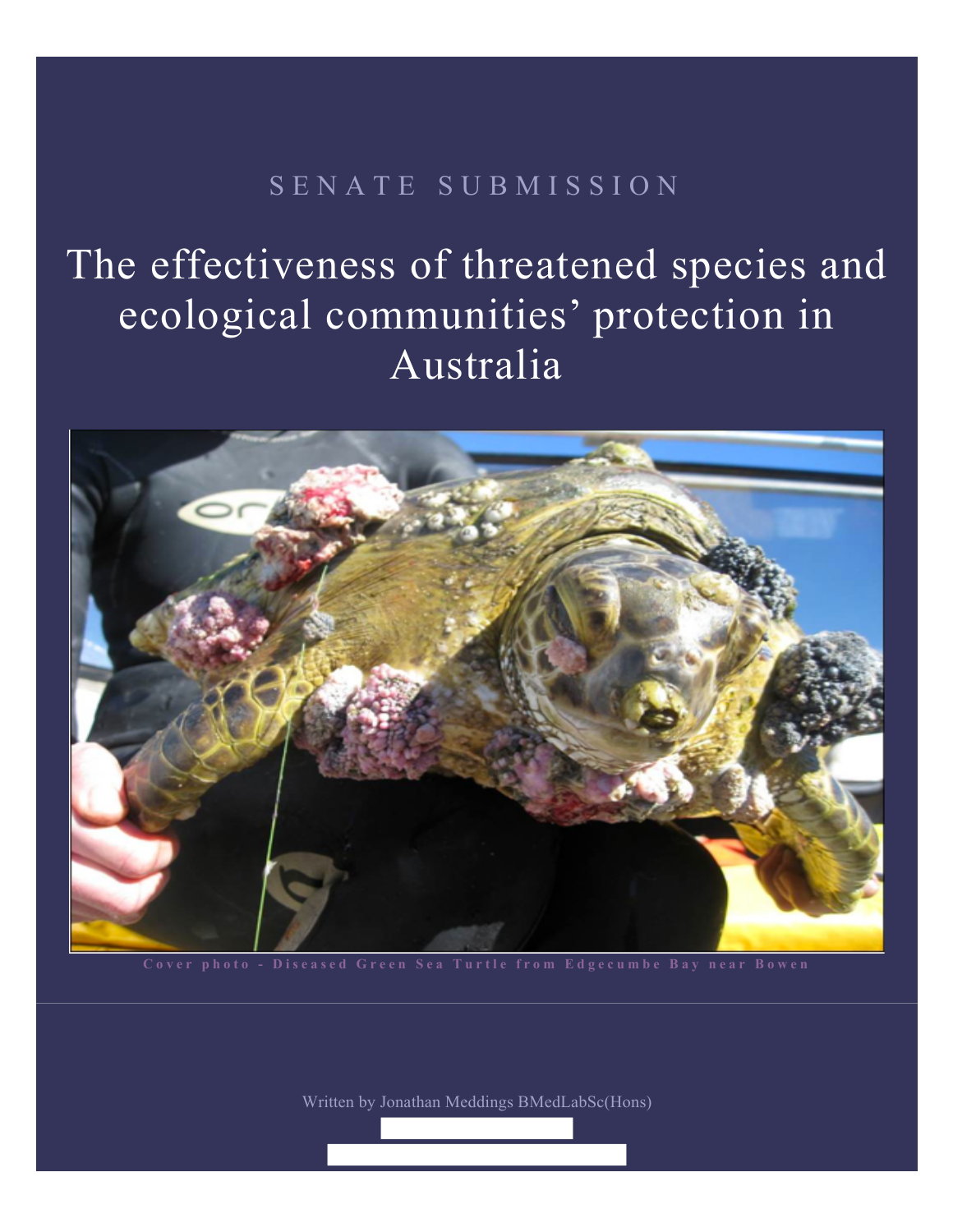SENATE SUBMISSION

# The effectiveness of threatened species and ecological communities' protection in Australia

Cover photo - Diseased Green Sea Turtle from Edgecumbe Bay near Bowen

Written by Jonathan Meddings BMedLabSc(Hons)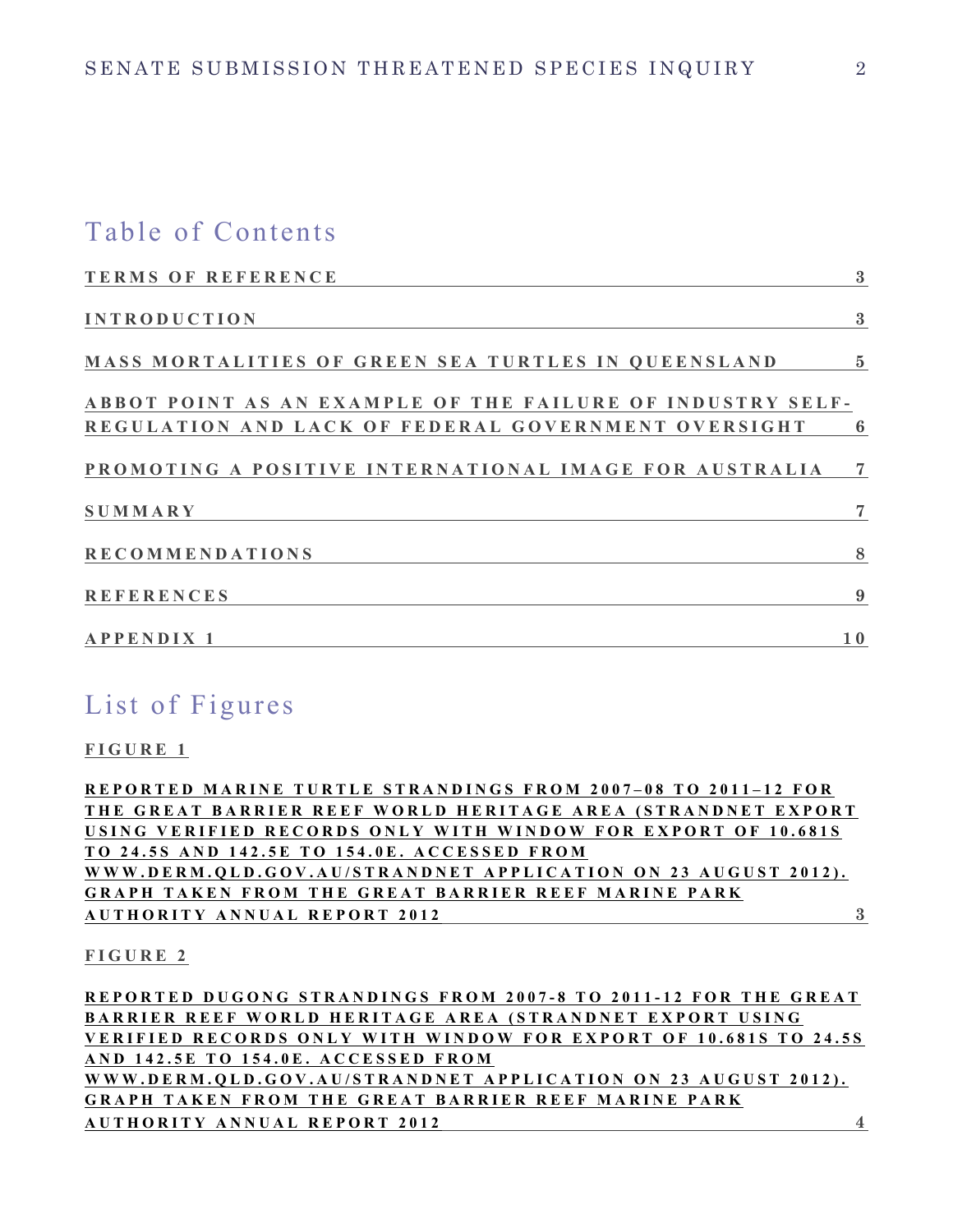# Table of Contents

TERMS OF REFERENCE 3

INTRODUCTION 3

MASS MORTALITIES OF GREEN SEA TURTLES IN QUEENSLAND 5

ABBOT POINT AS AN EXAMPLE OF THE FAILURE OF INDUSTRY SELF-REGULATION AND LACK OF FEDERAL GOVERNMENT OVERSIGHT 6

PROMOTING A POSITIVE INTERNATIONAL IMAGE FOR AUSTRALIA 7

SUMMARY 7

RECOMMENDATIONS 8

REFERENCES 9

APPENDIX 1 10

# List of Figures

FIGURE 1

REPORTED MARINE TURTLE STRANDINGS FROM 2007–08 TO 2011–12 FOR THE GREAT BARRIER REEF WORLD HERITAGE AREA (STRANDNET EXPORT USING VERIFIED RECORDS ONLY WITH WINDOW FOR EXPORT OF 10.681S TO 24.5S AND 142.5E TO 154.0E. ACCESSED FROM WWW.DERM.QLD.GOV.AU/STRANDNET APPLICATION ON 23 AUGUST 2012). GRAPH TAKEN FROM THE GREAT BARRIER REEF MARINE PARK AUTHORITY ANNUAL REPORT 2012 3

FIGURE 2

REPORTED DUGONG STRANDINGS FROM 2007-8 TO 2011-12 FOR THE GREAT BARRIER REEF WORLD HERITAGE AREA (STRANDNET EXPORT USING VERIFIED RECORDS ONLY WITH WINDOW FOR EXPORT OF 10.681S TO 24.5S AND 142.5E TO 154.0E. ACCESSED FROM WWW.DERM.QLD.GOV.AU/STRANDNET APPLICATION ON 23 AUGUST 2012). GRAPH TAKEN FROM THE GREAT BARRIER REEF MARINE PARK AUTHORITY ANNUAL REPORT 2012 4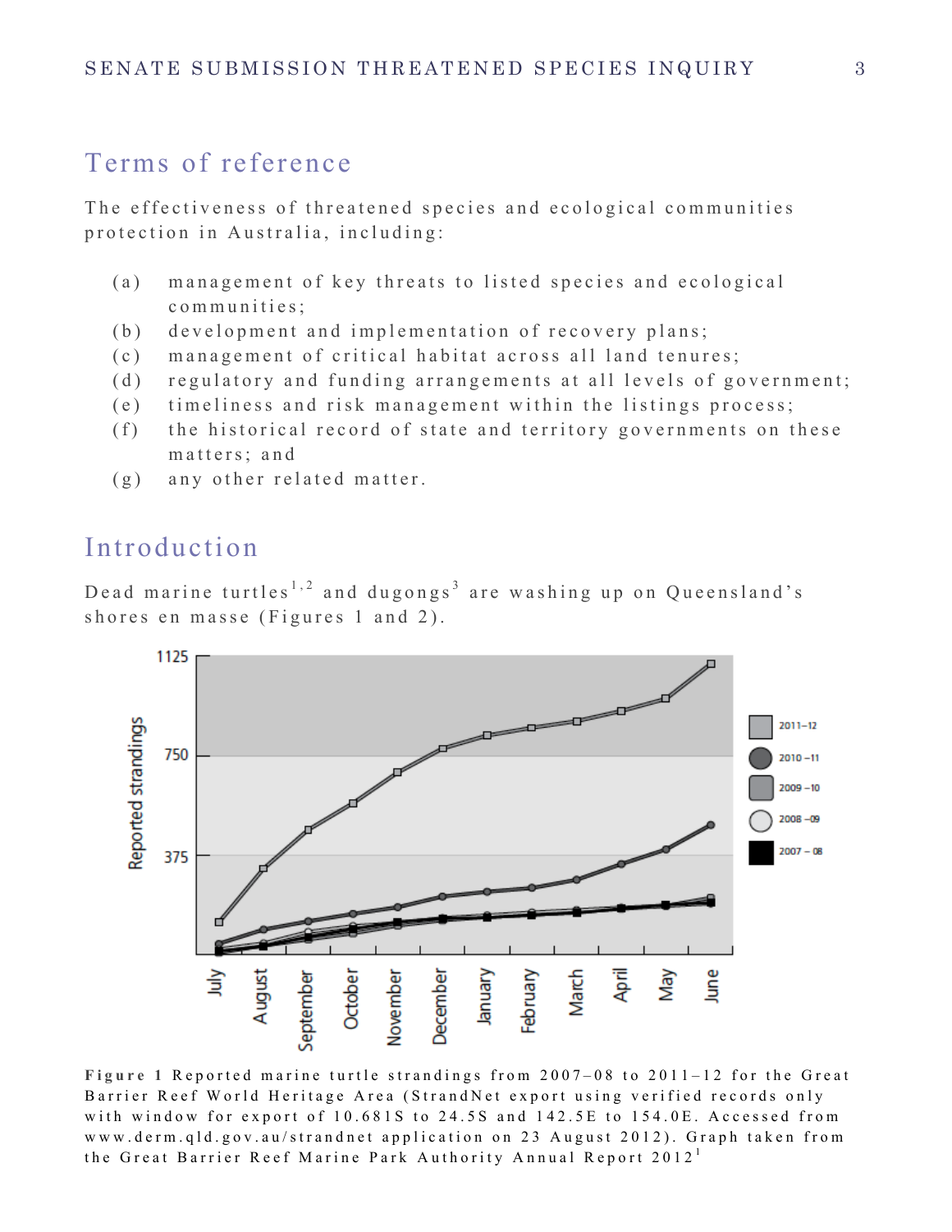## Terms of reference

The effectiveness of threatened species and ecological communities protection in Australia, including:

- (a) management of key threats to listed species and ecological communities;
- (b) development and implementation of recovery plans;
- (c) management of critical habitat across all land tenures;
- (d) regulatory and funding arrangements at all levels of government;
- (e) timeliness and risk management within the listings process;
- (f) the historical record of state and territory governments on these matters; and
- (g) any other related matter.

## Introduction

Dead marine turtles[1,2] and dugongs[3] are washing up on Queensland's shores en masse (Figures 1 and 2).

**Figure 1** Reported marine turtle strandings from 2007–08 to 2011–12 for the Great Barrier Reef World Heritage Area (StrandNet export using verified records only with window for export of 10.681S to 24.5S and 142.5E to 154.0E. Accessed from www.derm.qld.gov.au/strandnet application on 23 August 2012). Graph taken from the Great Barrier Reef Marine Park Authority Annual Report 2012[1]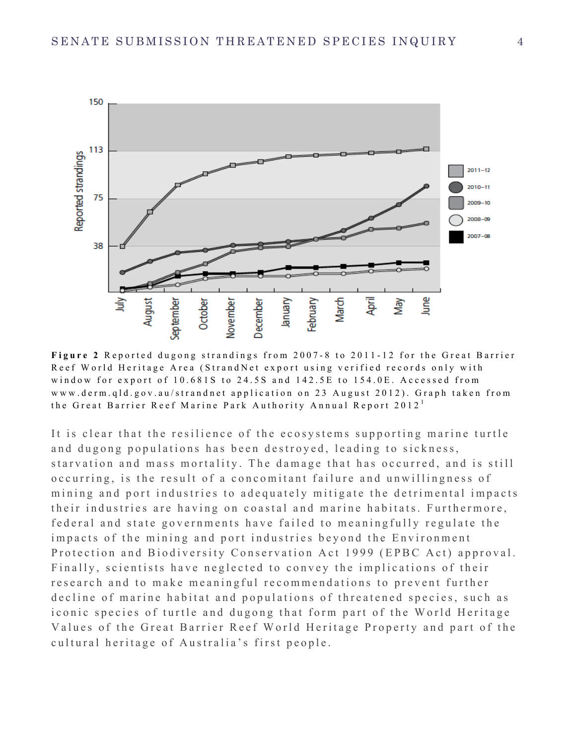**Figure 2** Reported dugong strandings from 2007-8 to 2011-12 for the Great Barrier Reef World Heritage Area (StrandNet export using verified records only with window for export of 10.681S to 24.5S and 142.5E to 154.0E. Accessed from www.derm.qld.gov.au/strandnet application on 23 August 2012). Graph taken from the Great Barrier Reef Marine Park Authority Annual Report 2012[1]

It is clear that the resilience of the ecosystems supporting marine turtle and dugong populations has been destroyed, leading to sickness, starvation and mass mortality. The damage that has occurred, and is still occurring, is the result of a concomitant failure and unwillingness of mining and port industries to adequately mitigate the detrimental impacts their industries are having on coastal and marine habitats. Furthermore, federal and state governments have failed to meaningfully regulate the impacts of the mining and port industries beyond the Environment Protection and Biodiversity Conservation Act 1999 (EPBC Act) approval. Finally, scientists have neglected to convey the implications of their research and to make meaningful recommendations to prevent further decline of marine habitat and populations of threatened species, such as iconic species of turtle and dugong that form part of the World Heritage Values of the Great Barrier Reef World Heritage Property and part of the cultural heritage of Australia's first people.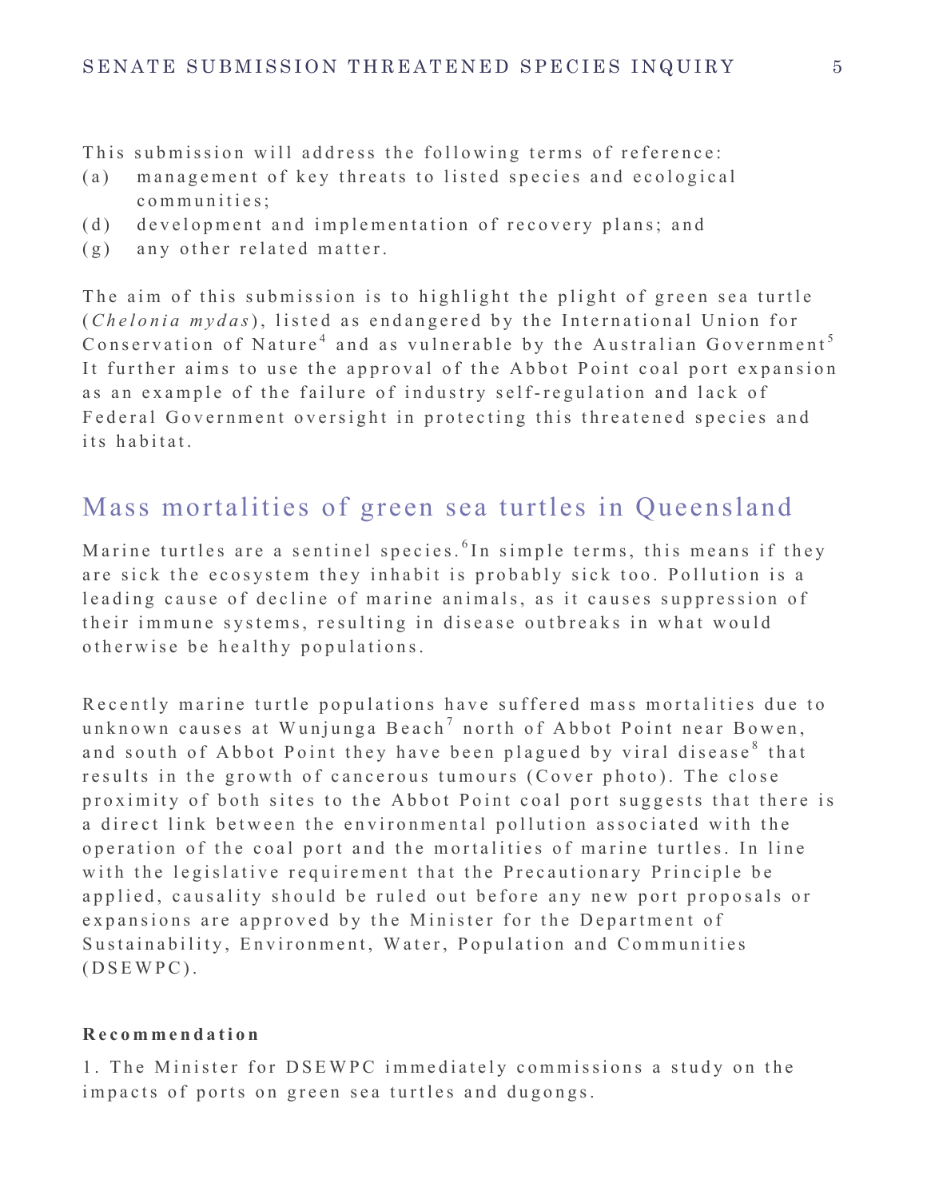This submission will address the following terms of reference:

(a) management of key threats to listed species and ecological communities;
(d) development and implementation of recovery plans; and
(g) any other related matter.

The aim of this submission is to highlight the plight of green sea turtle (*Chelonia mydas*), listed as endangered by the International Union for Conservation of Nature[4] and as vulnerable by the Australian Government[5] It further aims to use the approval of the Abbot Point coal port expansion as an example of the failure of industry self-regulation and lack of Federal Government oversight in protecting this threatened species and its habitat.

## Mass mortalities of green sea turtles in Queensland

Marine turtles are a sentinel species.[6]In simple terms, this means if they are sick the ecosystem they inhabit is probably sick too. Pollution is a leading cause of decline of marine animals, as it causes suppression of their immune systems, resulting in disease outbreaks in what would otherwise be healthy populations.

Recently marine turtle populations have suffered mass mortalities due to unknown causes at Wunjunga Beach[7] north of Abbot Point near Bowen, and south of Abbot Point they have been plagued by viral disease[8] that results in the growth of cancerous tumours (Cover photo). The close proximity of both sites to the Abbot Point coal port suggests that there is a direct link between the environmental pollution associated with the operation of the coal port and the mortalities of marine turtles. In line with the legislative requirement that the Precautionary Principle be applied, causality should be ruled out before any new port proposals or expansions are approved by the Minister for the Department of Sustainability, Environment, Water, Population and Communities (DSEWPC).

**Recommendation**

1. The Minister for DSEWPC immediately commissions a study on the impacts of ports on green sea turtles and dugongs.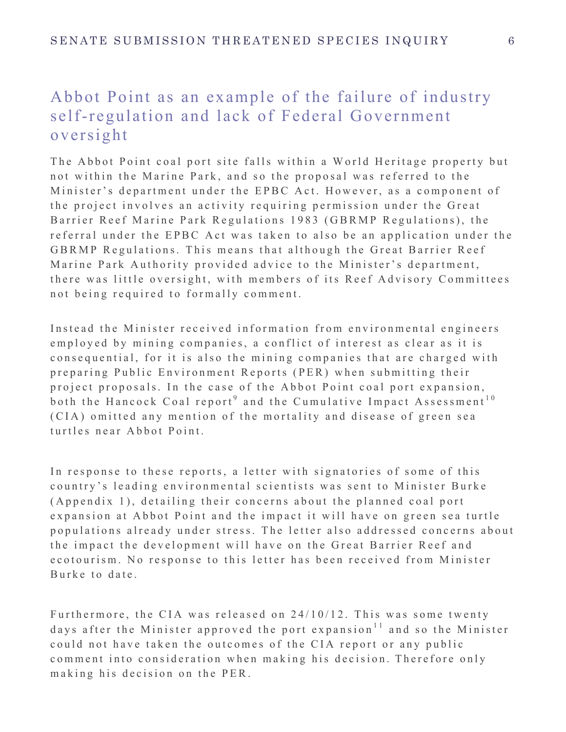## Abbot Point as an example of the failure of industry self-regulation and lack of Federal Government oversight

The Abbot Point coal port site falls within a World Heritage property but not within the Marine Park, and so the proposal was referred to the Minister's department under the EPBC Act. However, as a component of the project involves an activity requiring permission under the Great Barrier Reef Marine Park Regulations 1983 (GBRMP Regulations), the referral under the EPBC Act was taken to also be an application under the GBRMP Regulations. This means that although the Great Barrier Reef Marine Park Authority provided advice to the Minister's department, there was little oversight, with members of its Reef Advisory Committees not being required to formally comment.

Instead the Minister received information from environmental engineers employed by mining companies, a conflict of interest as clear as it is consequential, for it is also the mining companies that are charged with preparing Public Environment Reports (PER) when submitting their project proposals. In the case of the Abbot Point coal port expansion, both the Hancock Coal report[9] and the Cumulative Impact Assessment[10] (CIA) omitted any mention of the mortality and disease of green sea turtles near Abbot Point.

In response to these reports, a letter with signatories of some of this country's leading environmental scientists was sent to Minister Burke (Appendix 1), detailing their concerns about the planned coal port expansion at Abbot Point and the impact it will have on green sea turtle populations already under stress. The letter also addressed concerns about the impact the development will have on the Great Barrier Reef and ecotourism. No response to this letter has been received from Minister Burke to date.

Furthermore, the CIA was released on 24/10/12. This was some twenty days after the Minister approved the port expansion[11] and so the Minister could not have taken the outcomes of the CIA report or any public comment into consideration when making his decision. Therefore only making his decision on the PER.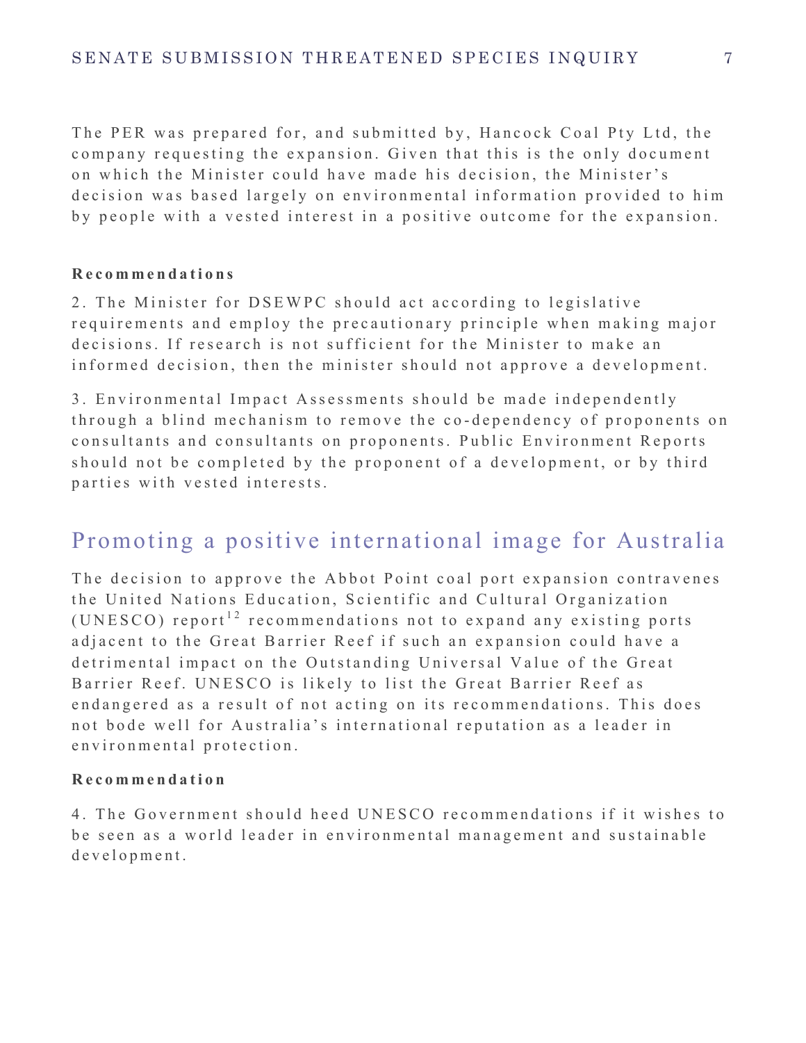The PER was prepared for, and submitted by, Hancock Coal Pty Ltd, the company requesting the expansion. Given that this is the only document on which the Minister could have made his decision, the Minister's decision was based largely on environmental information provided to him by people with a vested interest in a positive outcome for the expansion.

**Recommendations**

2. The Minister for DSEWPC should act according to legislative requirements and employ the precautionary principle when making major decisions. If research is not sufficient for the Minister to make an informed decision, then the minister should not approve a development.

3. Environmental Impact Assessments should be made independently through a blind mechanism to remove the co-dependency of proponents on consultants and consultants on proponents. Public Environment Reports should not be completed by the proponent of a development, or by third parties with vested interests.

## Promoting a positive international image for Australia

The decision to approve the Abbot Point coal port expansion contravenes the United Nations Education, Scientific and Cultural Organization (UNESCO) report[12] recommendations not to expand any existing ports adjacent to the Great Barrier Reef if such an expansion could have a detrimental impact on the Outstanding Universal Value of the Great Barrier Reef. UNESCO is likely to list the Great Barrier Reef as endangered as a result of not acting on its recommendations. This does not bode well for Australia's international reputation as a leader in environmental protection.

**Recommendation**

4. The Government should heed UNESCO recommendations if it wishes to be seen as a world leader in environmental management and sustainable development.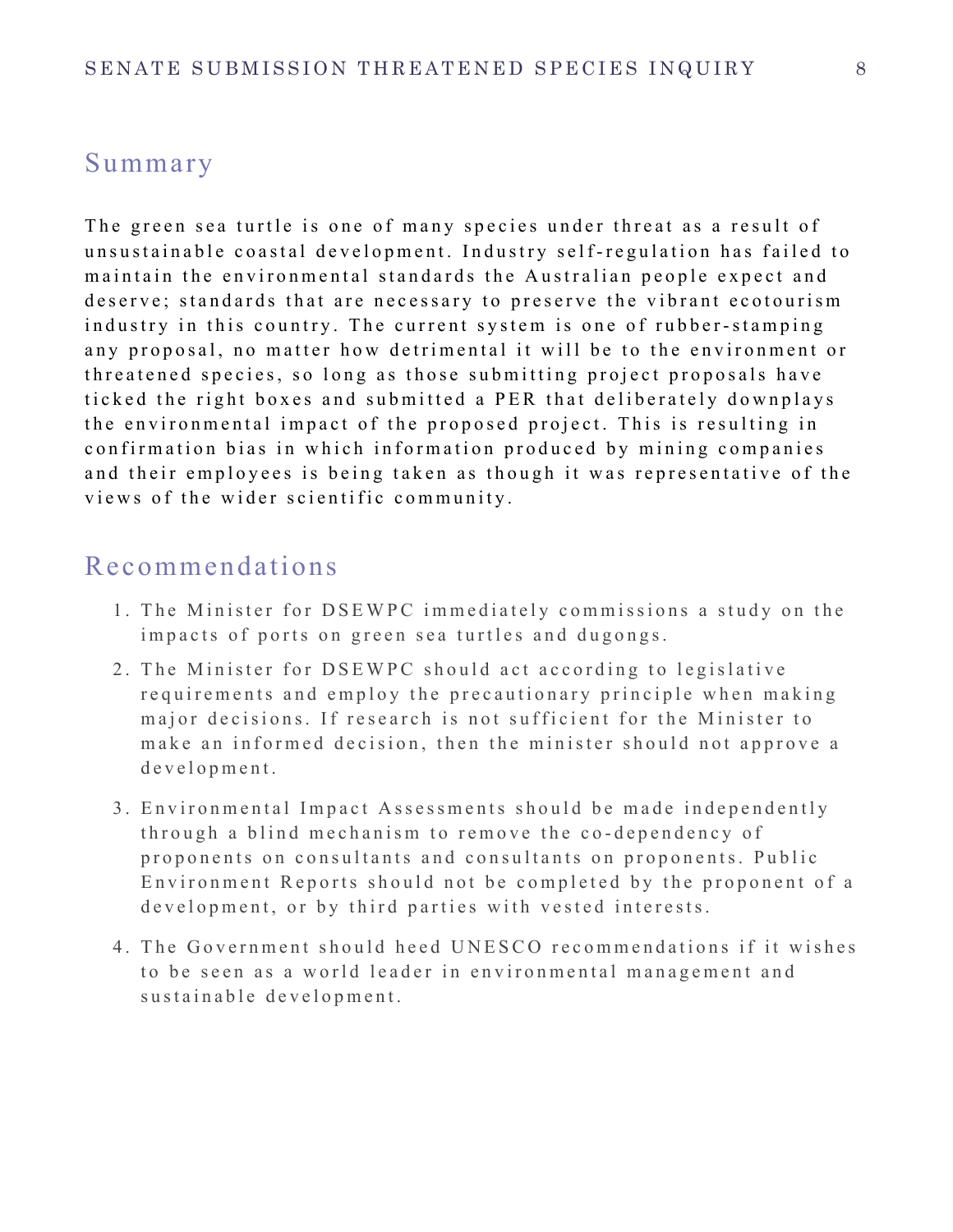## Summary

The green sea turtle is one of many species under threat as a result of unsustainable coastal development. Industry self-regulation has failed to maintain the environmental standards the Australian people expect and deserve; standards that are necessary to preserve the vibrant ecotourism industry in this country. The current system is one of rubber-stamping any proposal, no matter how detrimental it will be to the environment or threatened species, so long as those submitting project proposals have ticked the right boxes and submitted a PER that deliberately downplays the environmental impact of the proposed project. This is resulting in confirmation bias in which information produced by mining companies and their employees is being taken as though it was representative of the views of the wider scientific community.

## Recommendations

1. The Minister for DSEWPC immediately commissions a study on the impacts of ports on green sea turtles and dugongs.
2. The Minister for DSEWPC should act according to legislative requirements and employ the precautionary principle when making major decisions. If research is not sufficient for the Minister to make an informed decision, then the minister should not approve a development.
3. Environmental Impact Assessments should be made independently through a blind mechanism to remove the co-dependency of proponents on consultants and consultants on proponents. Public Environment Reports should not be completed by the proponent of a development, or by third parties with vested interests.
4. The Government should heed UNESCO recommendations if it wishes to be seen as a world leader in environmental management and sustainable development.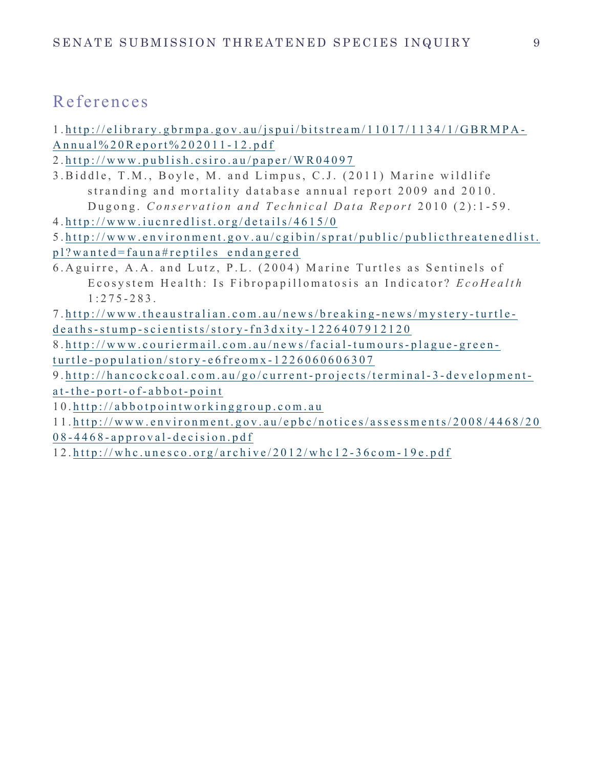## References

1. http://elibrary.gbrmpa.gov.au/jspui/bitstream/11017/1134/1/GBRMPA-Annual%20Report%202011-12.pdf
2. http://www.publish.csiro.au/paper/WR04097
3. Biddle, T.M., Boyle, M. and Limpus, C.J. (2011) Marine wildlife stranding and mortality database annual report 2009 and 2010. Dugong. *Conservation and Technical Data Report* 2010 (2):1-59.
4. http://www.iucnredlist.org/details/4615/0
5. http://www.environment.gov.au/cgibin/sprat/public/publicthreatenedlist.pl?wanted=fauna#reptiles_endangered
6. Aguirre, A.A. and Lutz, P.L. (2004) Marine Turtles as Sentinels of Ecosystem Health: Is Fibropapillomatosis an Indicator? *EcoHealth* 1:275-283.
7. http://www.theaustralian.com.au/news/breaking-news/mystery-turtle-deaths-stump-scientists/story-fn3dxity-1226407912120
8. http://www.couriermail.com.au/news/facial-tumours-plague-green-turtle-population/story-e6freomx-1226060606307
9. http://hancockcoal.com.au/go/current-projects/terminal-3-development-at-the-port-of-abbot-point
10. http://abbotpointworkinggroup.com.au
11. http://www.environment.gov.au/epbc/notices/assessments/2008/4468/2008-4468-approval-decision.pdf
12. http://whc.unesco.org/archive/2012/whc12-36com-19e.pdf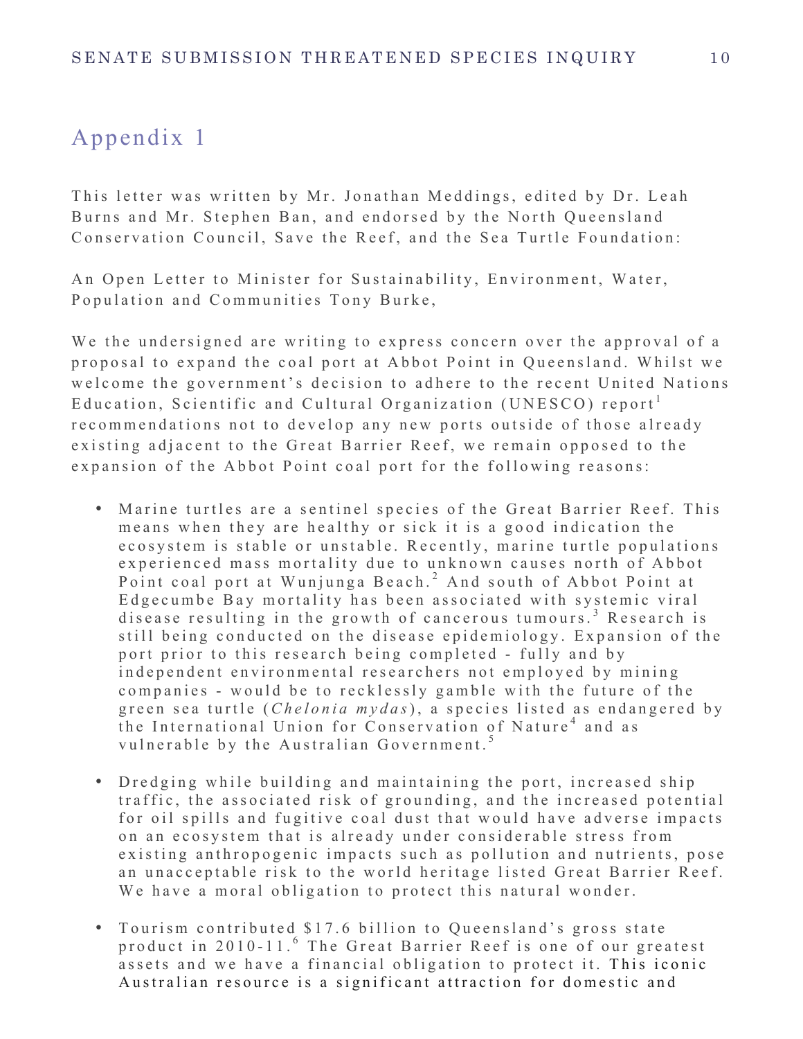## Appendix 1

This letter was written by Mr. Jonathan Meddings, edited by Dr. Leah Burns and Mr. Stephen Ban, and endorsed by the North Queensland Conservation Council, Save the Reef, and the Sea Turtle Foundation:

An Open Letter to Minister for Sustainability, Environment, Water, Population and Communities Tony Burke,

We the undersigned are writing to express concern over the approval of a proposal to expand the coal port at Abbot Point in Queensland. Whilst we welcome the government's decision to adhere to the recent United Nations Education, Scientific and Cultural Organization (UNESCO) report[1] recommendations not to develop any new ports outside of those already existing adjacent to the Great Barrier Reef, we remain opposed to the expansion of the Abbot Point coal port for the following reasons:

- Marine turtles are a sentinel species of the Great Barrier Reef. This means when they are healthy or sick it is a good indication the ecosystem is stable or unstable. Recently, marine turtle populations experienced mass mortality due to unknown causes north of Abbot Point coal port at Wunjunga Beach.[2] And south of Abbot Point at Edgecumbe Bay mortality has been associated with systemic viral disease resulting in the growth of cancerous tumours.[3] Research is still being conducted on the disease epidemiology. Expansion of the port prior to this research being completed - fully and by independent environmental researchers not employed by mining companies - would be to recklessly gamble with the future of the green sea turtle (*Chelonia mydas*), a species listed as endangered by the International Union for Conservation of Nature[4] and as vulnerable by the Australian Government.[5]

- Dredging while building and maintaining the port, increased ship traffic, the associated risk of grounding, and the increased potential for oil spills and fugitive coal dust that would have adverse impacts on an ecosystem that is already under considerable stress from existing anthropogenic impacts such as pollution and nutrients, pose an unacceptable risk to the world heritage listed Great Barrier Reef. We have a moral obligation to protect this natural wonder.

- Tourism contributed $17.6 billion to Queensland's gross state product in 2010-11.[6] The Great Barrier Reef is one of our greatest assets and we have a financial obligation to protect it. This iconic Australian resource is a significant attraction for domestic and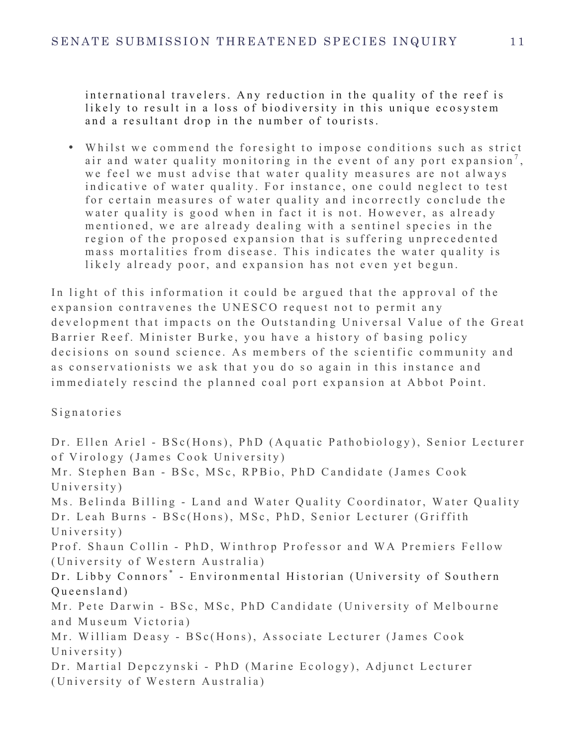international travelers. Any reduction in the quality of the reef is likely to result in a loss of biodiversity in this unique ecosystem and a resultant drop in the number of tourists.

- Whilst we commend the foresight to impose conditions such as strict air and water quality monitoring in the event of any port expansion[7], we feel we must advise that water quality measures are not always indicative of water quality. For instance, one could neglect to test for certain measures of water quality and incorrectly conclude the water quality is good when in fact it is not. However, as already mentioned, we are already dealing with a sentinel species in the region of the proposed expansion that is suffering unprecedented mass mortalities from disease. This indicates the water quality is likely already poor, and expansion has not even yet begun.

In light of this information it could be argued that the approval of the expansion contravenes the UNESCO request not to permit any development that impacts on the Outstanding Universal Value of the Great Barrier Reef. Minister Burke, you have a history of basing policy decisions on sound science. As members of the scientific community and as conservationists we ask that you do so again in this instance and immediately rescind the planned coal port expansion at Abbot Point.

Signatories

Dr. Ellen Ariel - BSc(Hons), PhD (Aquatic Pathobiology), Senior Lecturer of Virology (James Cook University)
Mr. Stephen Ban - BSc, MSc, RPBio, PhD Candidate (James Cook University)
Ms. Belinda Billing - Land and Water Quality Coordinator, Water Quality
Dr. Leah Burns - BSc(Hons), MSc, PhD, Senior Lecturer (Griffith University)
Prof. Shaun Collin - PhD, Winthrop Professor and WA Premiers Fellow (University of Western Australia)
Dr. Libby Connors* - Environmental Historian (University of Southern Queensland)
Mr. Pete Darwin - BSc, MSc, PhD Candidate (University of Melbourne and Museum Victoria)
Mr. William Deasy - BSc(Hons), Associate Lecturer (James Cook University)
Dr. Martial Depczynski - PhD (Marine Ecology), Adjunct Lecturer (University of Western Australia)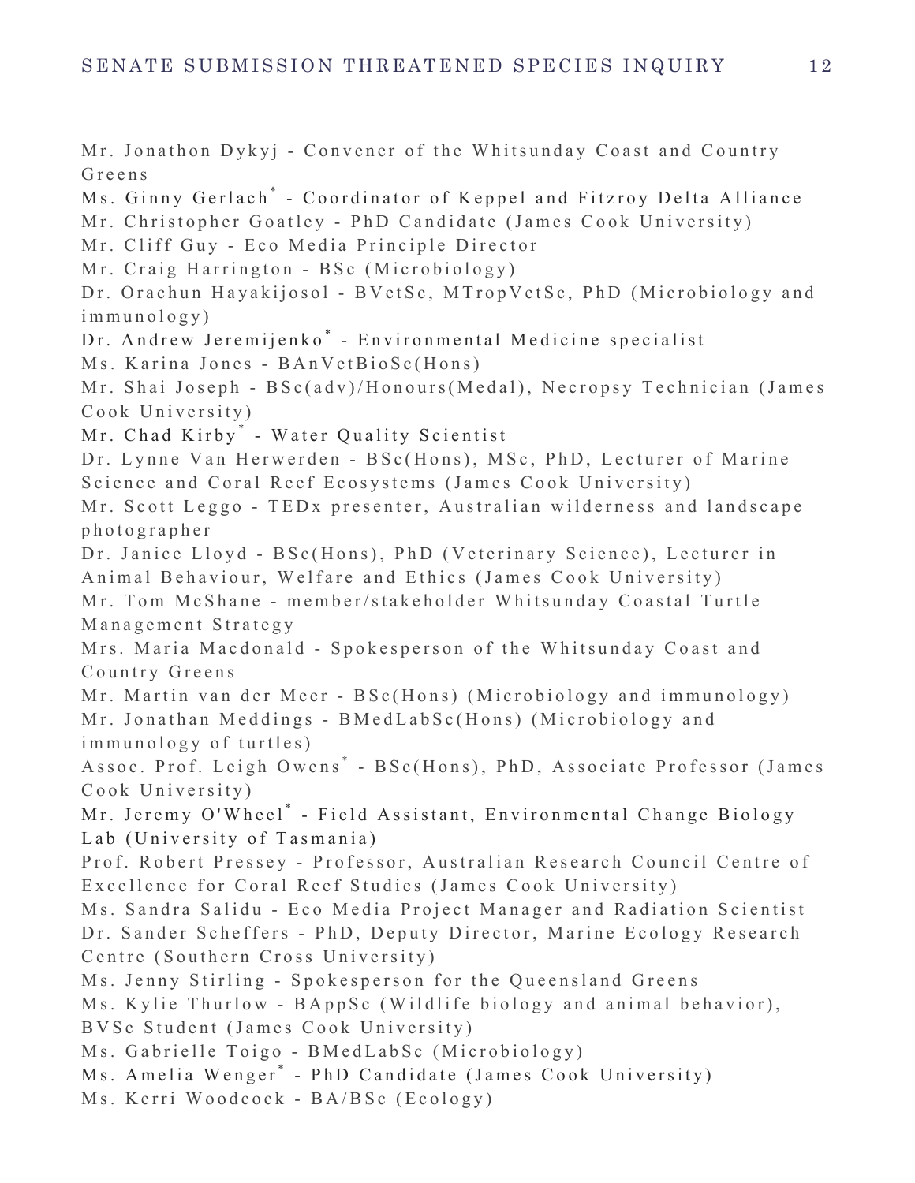Mr. Jonathon Dykyj - Convener of the Whitsunday Coast and Country Greens

Ms. Ginny Gerlach* - Coordinator of Keppel and Fitzroy Delta Alliance

Mr. Christopher Goatley - PhD Candidate (James Cook University)

Mr. Cliff Guy - Eco Media Principle Director

Mr. Craig Harrington - BSc (Microbiology)

Dr. Orachun Hayakijosol - BVetSc, MTropVetSc, PhD (Microbiology and immunology)

Dr. Andrew Jeremijenko* - Environmental Medicine specialist

Ms. Karina Jones - BAnVetBioSc(Hons)

Mr. Shai Joseph - BSc(adv)/Honours(Medal), Necropsy Technician (James Cook University)

Mr. Chad Kirby* - Water Quality Scientist

Dr. Lynne Van Herwerden - BSc(Hons), MSc, PhD, Lecturer of Marine Science and Coral Reef Ecosystems (James Cook University)

Mr. Scott Leggo - TEDx presenter, Australian wilderness and landscape photographer

Dr. Janice Lloyd - BSc(Hons), PhD (Veterinary Science), Lecturer in Animal Behaviour, Welfare and Ethics (James Cook University)

Mr. Tom McShane - member/stakeholder Whitsunday Coastal Turtle Management Strategy

Mrs. Maria Macdonald - Spokesperson of the Whitsunday Coast and Country Greens

Mr. Martin van der Meer - BSc(Hons) (Microbiology and immunology)

Mr. Jonathan Meddings - BMedLabSc(Hons) (Microbiology and immunology of turtles)

Assoc. Prof. Leigh Owens* - BSc(Hons), PhD, Associate Professor (James Cook University)

Mr. Jeremy O'Wheel* - Field Assistant, Environmental Change Biology Lab (University of Tasmania)

Prof. Robert Pressey - Professor, Australian Research Council Centre of Excellence for Coral Reef Studies (James Cook University)

Ms. Sandra Salidu - Eco Media Project Manager and Radiation Scientist

Dr. Sander Scheffers - PhD, Deputy Director, Marine Ecology Research Centre (Southern Cross University)

Ms. Jenny Stirling - Spokesperson for the Queensland Greens

Ms. Kylie Thurlow - BAppSc (Wildlife biology and animal behavior), BVSc Student (James Cook University)

Ms. Gabrielle Toigo - BMedLabSc (Microbiology)

Ms. Amelia Wenger* - PhD Candidate (James Cook University)

Ms. Kerri Woodcock - BA/BSc (Ecology)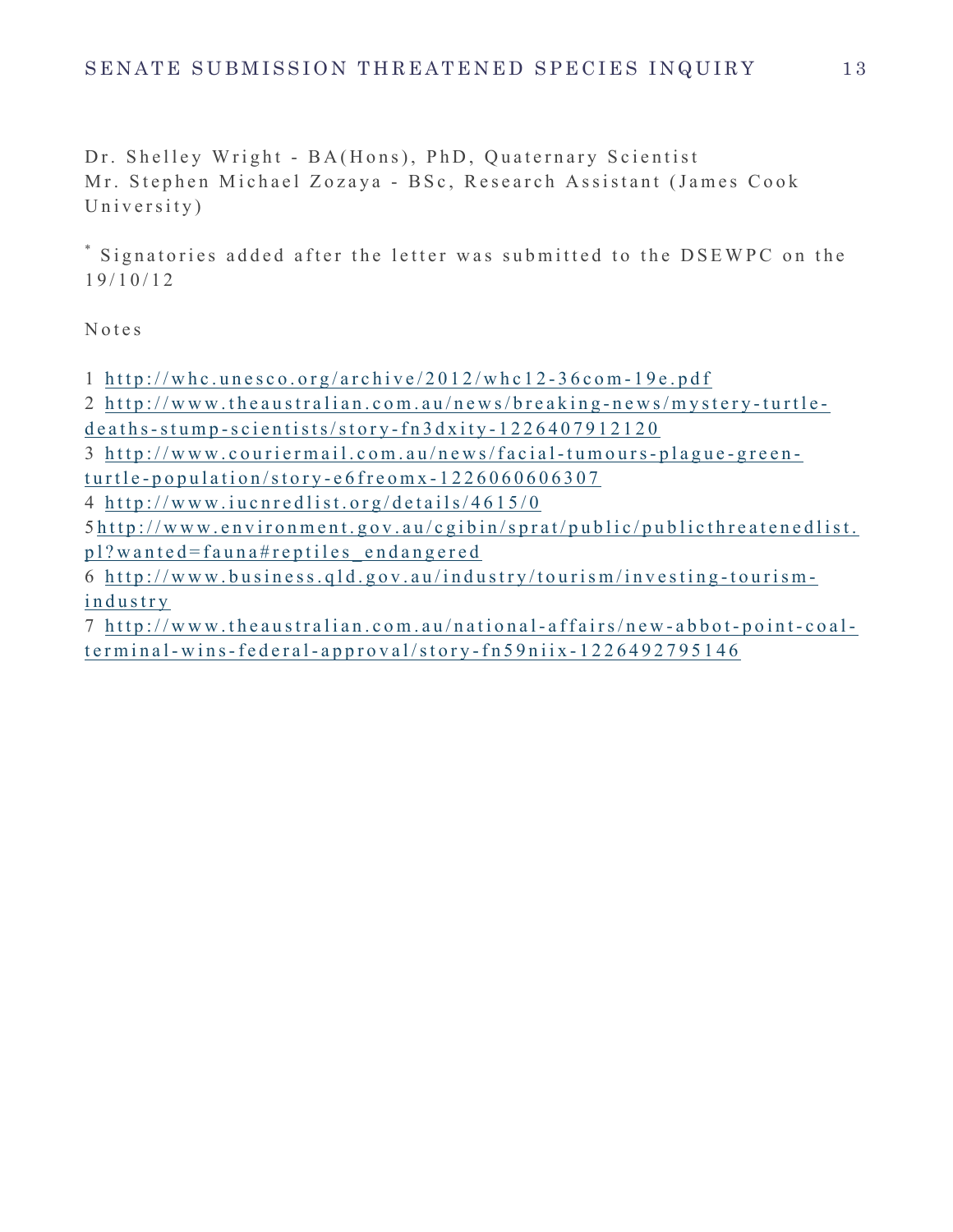Dr. Shelley Wright - BA(Hons), PhD, Quaternary Scientist
Mr. Stephen Michael Zozaya - BSc, Research Assistant (James Cook University)

* Signatories added after the letter was submitted to the DSEWPC on the 19/10/12

Notes

1 http://whc.unesco.org/archive/2012/whc12-36com-19e.pdf
2 http://www.theaustralian.com.au/news/breaking-news/mystery-turtle-deaths-stump-scientists/story-fn3dxity-1226407912120
3 http://www.couriermail.com.au/news/facial-tumours-plague-green-turtle-population/story-e6freomx-1226060606307
4 http://www.iucnredlist.org/details/4615/0
5 http://www.environment.gov.au/cgibin/sprat/public/publicthreatenedlist.pl?wanted=fauna#reptiles_endangered
6 http://www.business.qld.gov.au/industry/tourism/investing-tourism-industry
7 http://www.theaustralian.com.au/national-affairs/new-abbot-point-coal-terminal-wins-federal-approval/story-fn59niix-1226492795146